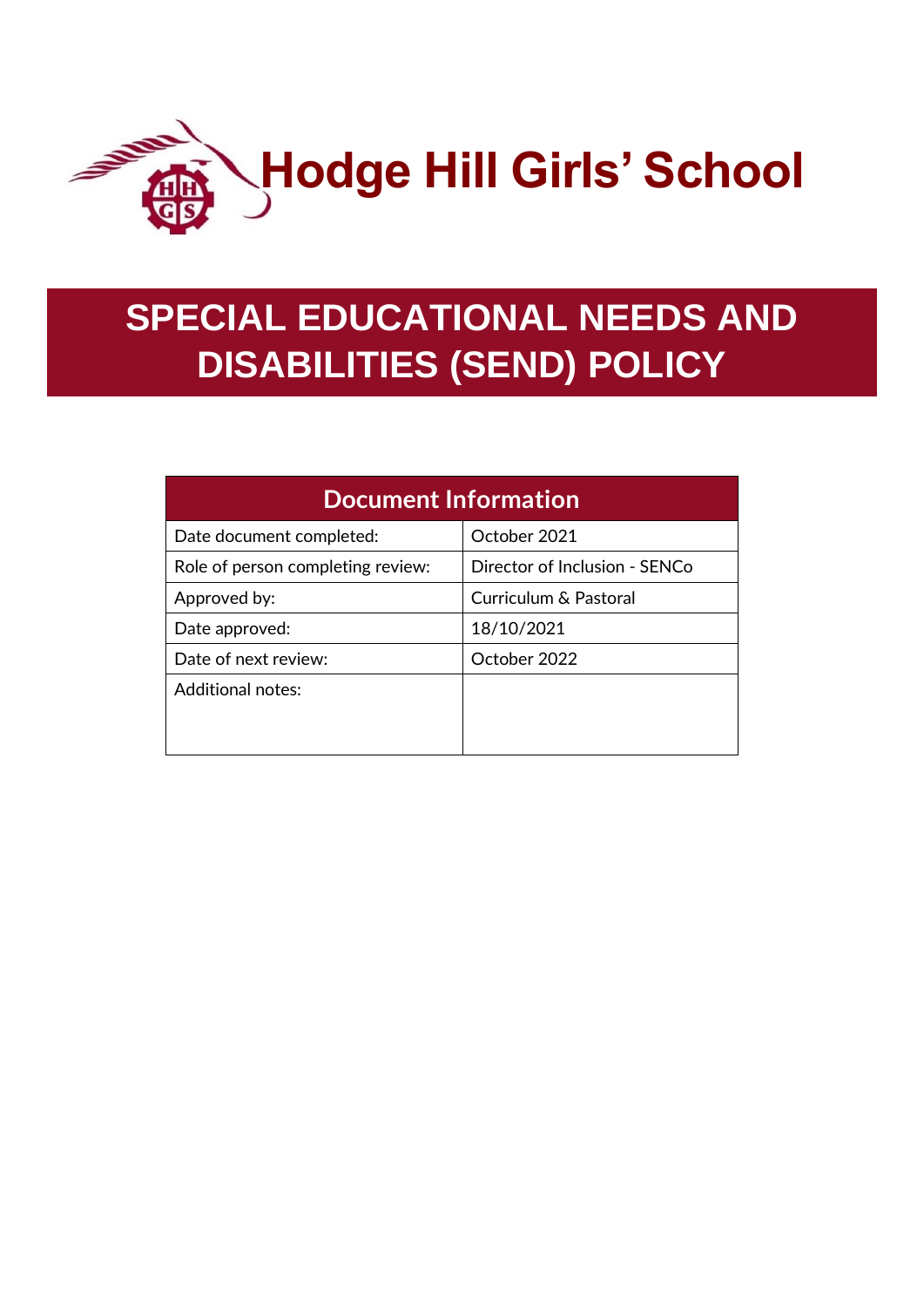# Hodge Hill Girls' School

# SPECIAL EDUCATIONAL NEEDS AND DISABILITIES (SEND) POLICY

| Document Information | |
|---|---|
| Date document completed: | October 2021 |
| Role of person completing review: | Director of Inclusion - SENCo |
| Approved by: | Curriculum & Pastoral |
| Date approved: | 18/10/2021 |
| Date of next review: | October 2022 |
| Additional notes: | |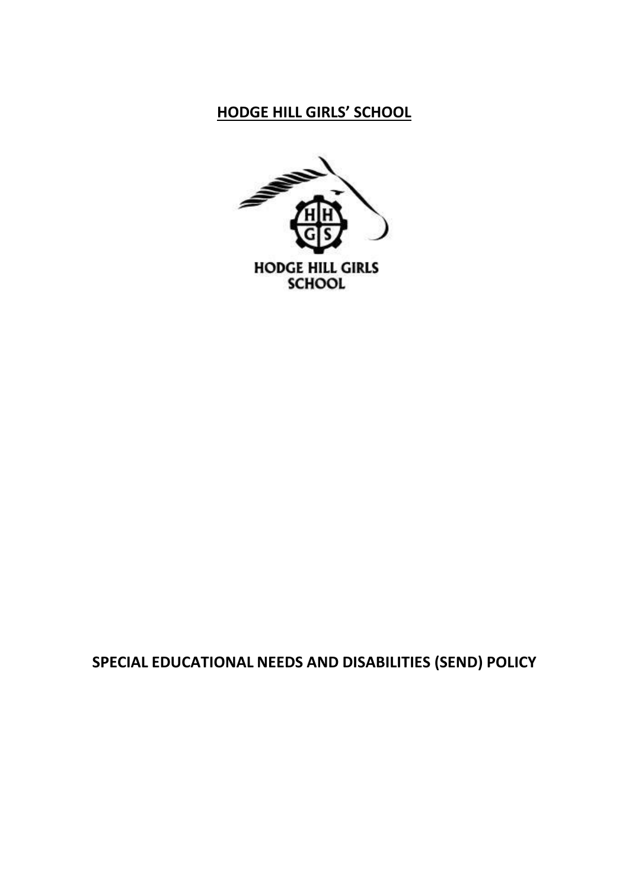# HODGE HILL GIRLS' SCHOOL

HODGE HILL GIRLS SCHOOL

**SPECIAL EDUCATIONAL NEEDS AND DISABILITIES (SEND) POLICY**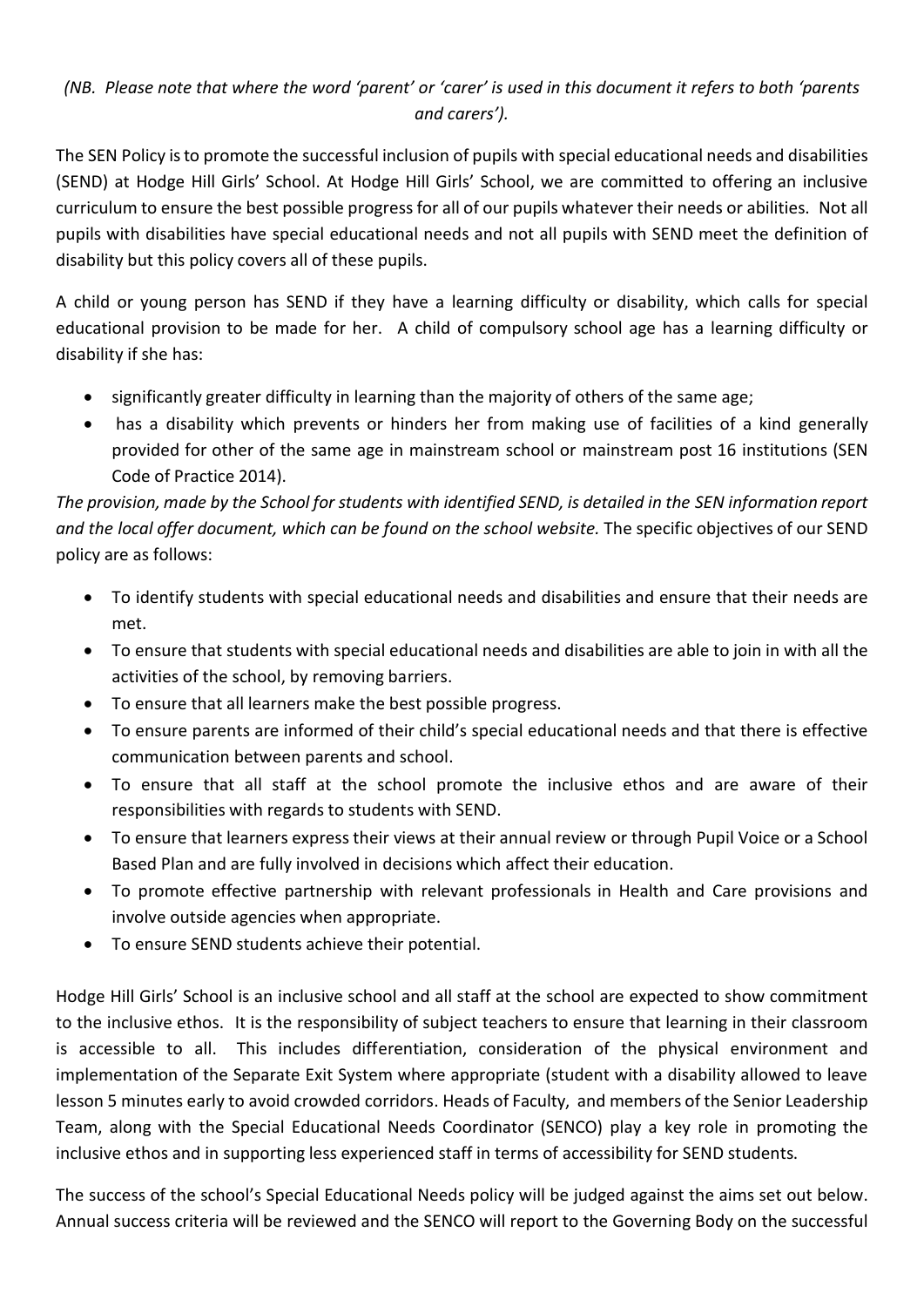*(NB. Please note that where the word 'parent' or 'carer' is used in this document it refers to both 'parents and carers').*

The SEN Policy is to promote the successful inclusion of pupils with special educational needs and disabilities (SEND) at Hodge Hill Girls' School. At Hodge Hill Girls' School, we are committed to offering an inclusive curriculum to ensure the best possible progress for all of our pupils whatever their needs or abilities. Not all pupils with disabilities have special educational needs and not all pupils with SEND meet the definition of disability but this policy covers all of these pupils.

A child or young person has SEND if they have a learning difficulty or disability, which calls for special educational provision to be made for her. A child of compulsory school age has a learning difficulty or disability if she has:

- significantly greater difficulty in learning than the majority of others of the same age;
- has a disability which prevents or hinders her from making use of facilities of a kind generally provided for other of the same age in mainstream school or mainstream post 16 institutions (SEN Code of Practice 2014).

*The provision, made by the School for students with identified SEND, is detailed in the SEN information report and the local offer document, which can be found on the school website.* The specific objectives of our SEND policy are as follows:

- To identify students with special educational needs and disabilities and ensure that their needs are met.
- To ensure that students with special educational needs and disabilities are able to join in with all the activities of the school, by removing barriers.
- To ensure that all learners make the best possible progress.
- To ensure parents are informed of their child's special educational needs and that there is effective communication between parents and school.
- To ensure that all staff at the school promote the inclusive ethos and are aware of their responsibilities with regards to students with SEND.
- To ensure that learners express their views at their annual review or through Pupil Voice or a School Based Plan and are fully involved in decisions which affect their education.
- To promote effective partnership with relevant professionals in Health and Care provisions and involve outside agencies when appropriate.
- To ensure SEND students achieve their potential.

Hodge Hill Girls' School is an inclusive school and all staff at the school are expected to show commitment to the inclusive ethos. It is the responsibility of subject teachers to ensure that learning in their classroom is accessible to all. This includes differentiation, consideration of the physical environment and implementation of the Separate Exit System where appropriate (student with a disability allowed to leave lesson 5 minutes early to avoid crowded corridors. Heads of Faculty, and members of the Senior Leadership Team, along with the Special Educational Needs Coordinator (SENCO) play a key role in promoting the inclusive ethos and in supporting less experienced staff in terms of accessibility for SEND students.

The success of the school's Special Educational Needs policy will be judged against the aims set out below. Annual success criteria will be reviewed and the SENCO will report to the Governing Body on the successful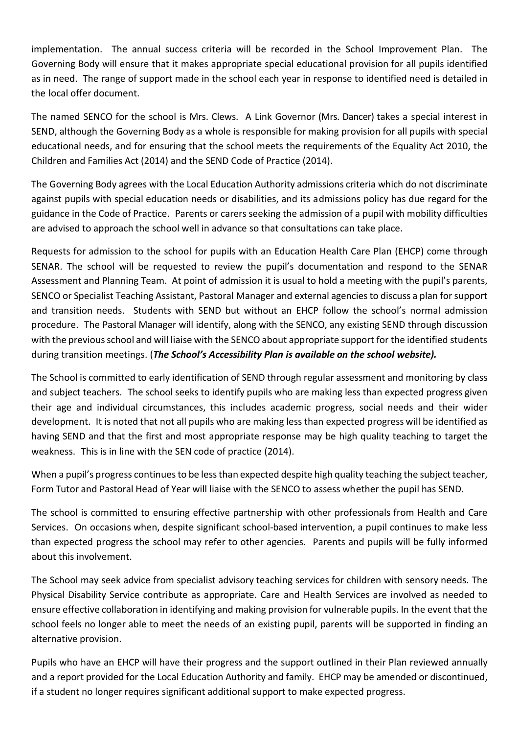implementation. The annual success criteria will be recorded in the School Improvement Plan. The Governing Body will ensure that it makes appropriate special educational provision for all pupils identified as in need. The range of support made in the school each year in response to identified need is detailed in the local offer document.

The named SENCO for the school is Mrs. Clews. A Link Governor (Mrs. Dancer) takes a special interest in SEND, although the Governing Body as a whole is responsible for making provision for all pupils with special educational needs, and for ensuring that the school meets the requirements of the Equality Act 2010, the Children and Families Act (2014) and the SEND Code of Practice (2014).

The Governing Body agrees with the Local Education Authority admissions criteria which do not discriminate against pupils with special education needs or disabilities, and its admissions policy has due regard for the guidance in the Code of Practice. Parents or carers seeking the admission of a pupil with mobility difficulties are advised to approach the school well in advance so that consultations can take place.

Requests for admission to the school for pupils with an Education Health Care Plan (EHCP) come through SENAR. The school will be requested to review the pupil's documentation and respond to the SENAR Assessment and Planning Team. At point of admission it is usual to hold a meeting with the pupil's parents, SENCO or Specialist Teaching Assistant, Pastoral Manager and external agencies to discuss a plan for support and transition needs. Students with SEND but without an EHCP follow the school's normal admission procedure. The Pastoral Manager will identify, along with the SENCO, any existing SEND through discussion with the previous school and will liaise with the SENCO about appropriate support for the identified students during transition meetings. (***The School's Accessibility Plan is available on the school website).***

The School is committed to early identification of SEND through regular assessment and monitoring by class and subject teachers. The school seeks to identify pupils who are making less than expected progress given their age and individual circumstances, this includes academic progress, social needs and their wider development. It is noted that not all pupils who are making less than expected progress will be identified as having SEND and that the first and most appropriate response may be high quality teaching to target the weakness. This is in line with the SEN code of practice (2014).

When a pupil's progress continues to be less than expected despite high quality teaching the subject teacher, Form Tutor and Pastoral Head of Year will liaise with the SENCO to assess whether the pupil has SEND.

The school is committed to ensuring effective partnership with other professionals from Health and Care Services. On occasions when, despite significant school-based intervention, a pupil continues to make less than expected progress the school may refer to other agencies. Parents and pupils will be fully informed about this involvement.

The School may seek advice from specialist advisory teaching services for children with sensory needs. The Physical Disability Service contribute as appropriate. Care and Health Services are involved as needed to ensure effective collaboration in identifying and making provision for vulnerable pupils. In the event that the school feels no longer able to meet the needs of an existing pupil, parents will be supported in finding an alternative provision.

Pupils who have an EHCP will have their progress and the support outlined in their Plan reviewed annually and a report provided for the Local Education Authority and family. EHCP may be amended or discontinued, if a student no longer requires significant additional support to make expected progress.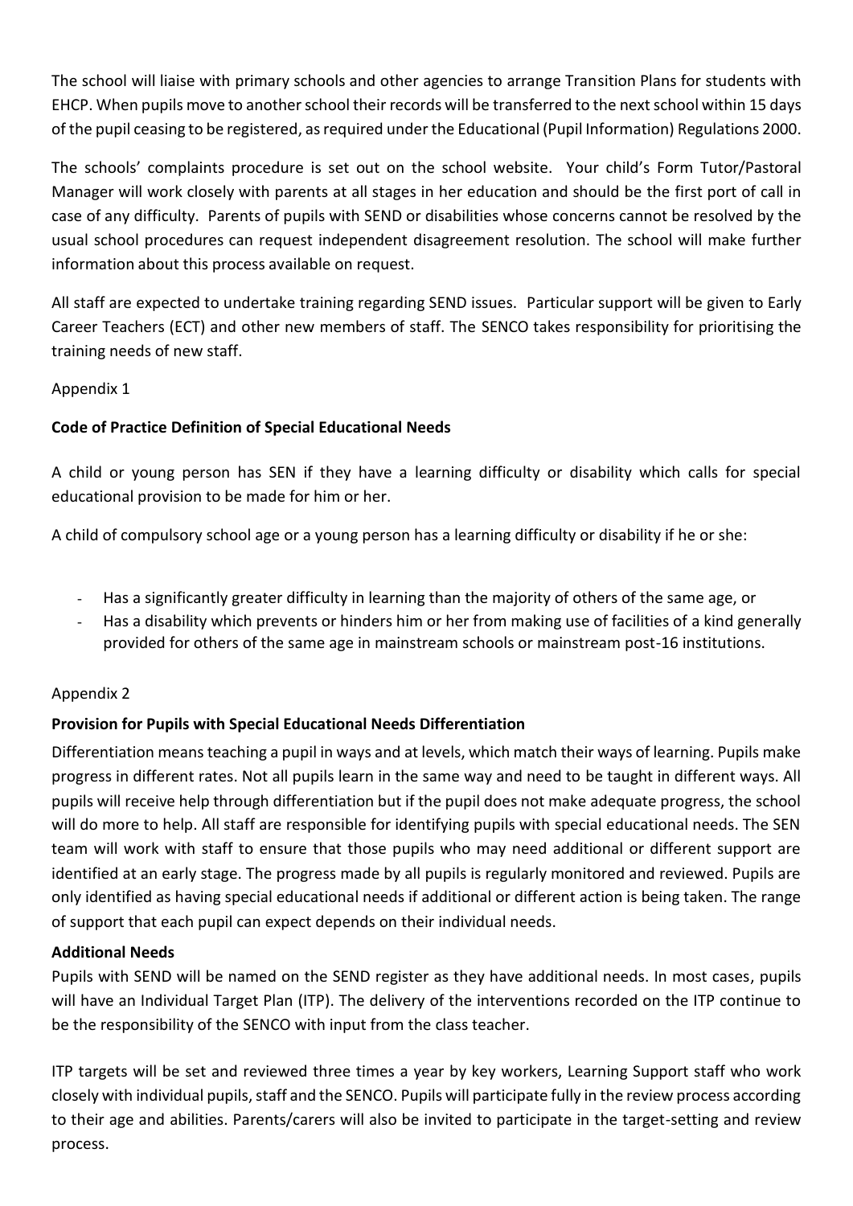The school will liaise with primary schools and other agencies to arrange Transition Plans for students with EHCP. When pupils move to another school their records will be transferred to the next school within 15 days of the pupil ceasing to be registered, as required under the Educational (Pupil Information) Regulations 2000.

The schools' complaints procedure is set out on the school website. Your child's Form Tutor/Pastoral Manager will work closely with parents at all stages in her education and should be the first port of call in case of any difficulty. Parents of pupils with SEND or disabilities whose concerns cannot be resolved by the usual school procedures can request independent disagreement resolution. The school will make further information about this process available on request.

All staff are expected to undertake training regarding SEND issues. Particular support will be given to Early Career Teachers (ECT) and other new members of staff. The SENCO takes responsibility for prioritising the training needs of new staff.

Appendix 1

**Code of Practice Definition of Special Educational Needs**

A child or young person has SEN if they have a learning difficulty or disability which calls for special educational provision to be made for him or her.

A child of compulsory school age or a young person has a learning difficulty or disability if he or she:

- Has a significantly greater difficulty in learning than the majority of others of the same age, or
- Has a disability which prevents or hinders him or her from making use of facilities of a kind generally provided for others of the same age in mainstream schools or mainstream post-16 institutions.

Appendix 2

**Provision for Pupils with Special Educational Needs Differentiation**

Differentiation means teaching a pupil in ways and at levels, which match their ways of learning. Pupils make progress in different rates. Not all pupils learn in the same way and need to be taught in different ways. All pupils will receive help through differentiation but if the pupil does not make adequate progress, the school will do more to help. All staff are responsible for identifying pupils with special educational needs. The SEN team will work with staff to ensure that those pupils who may need additional or different support are identified at an early stage. The progress made by all pupils is regularly monitored and reviewed. Pupils are only identified as having special educational needs if additional or different action is being taken. The range of support that each pupil can expect depends on their individual needs.

**Additional Needs**

Pupils with SEND will be named on the SEND register as they have additional needs. In most cases, pupils will have an Individual Target Plan (ITP). The delivery of the interventions recorded on the ITP continue to be the responsibility of the SENCO with input from the class teacher.

ITP targets will be set and reviewed three times a year by key workers, Learning Support staff who work closely with individual pupils, staff and the SENCO. Pupils will participate fully in the review process according to their age and abilities. Parents/carers will also be invited to participate in the target-setting and review process.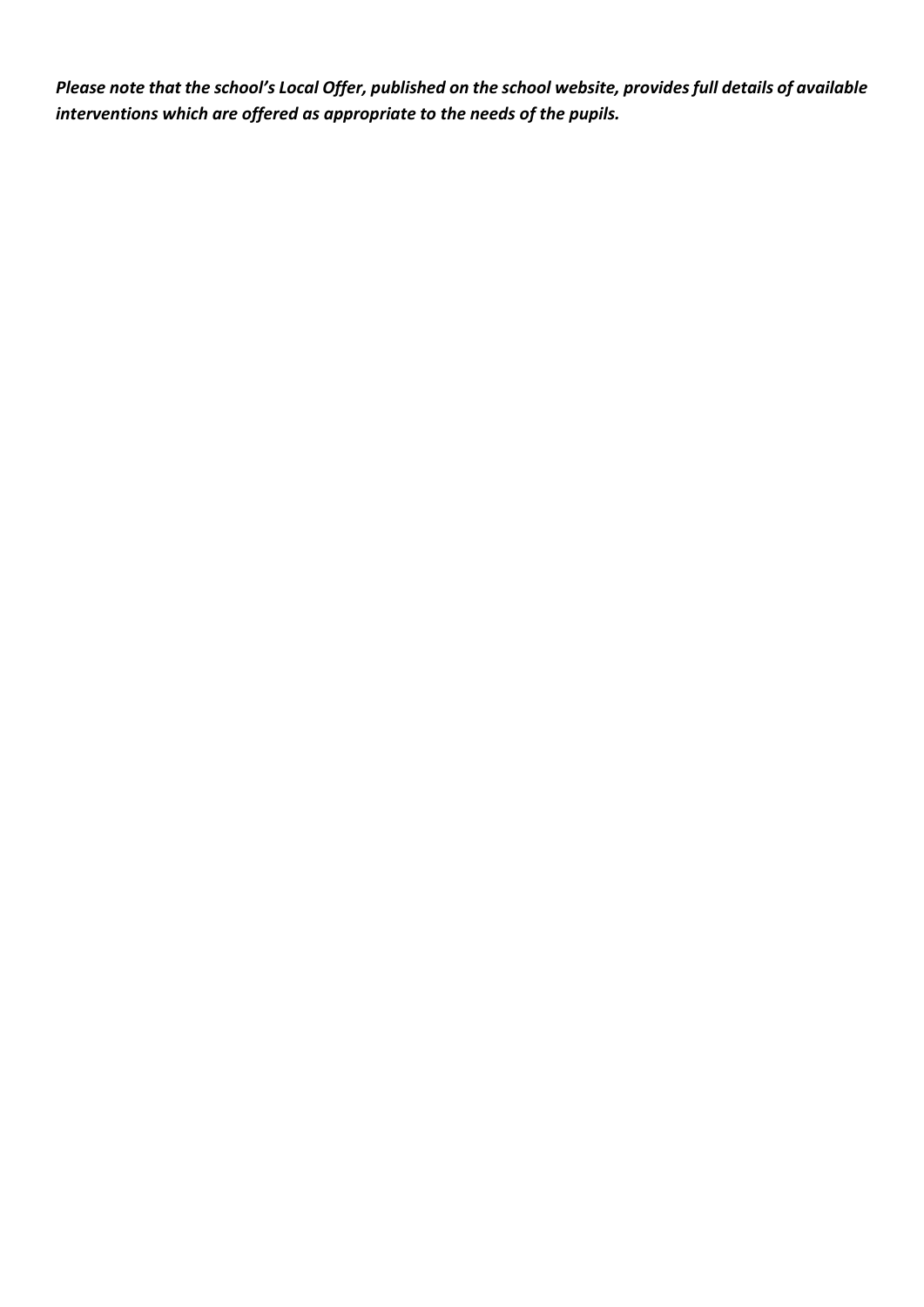***Please note that the school's Local Offer, published on the school website, provides full details of available interventions which are offered as appropriate to the needs of the pupils.***